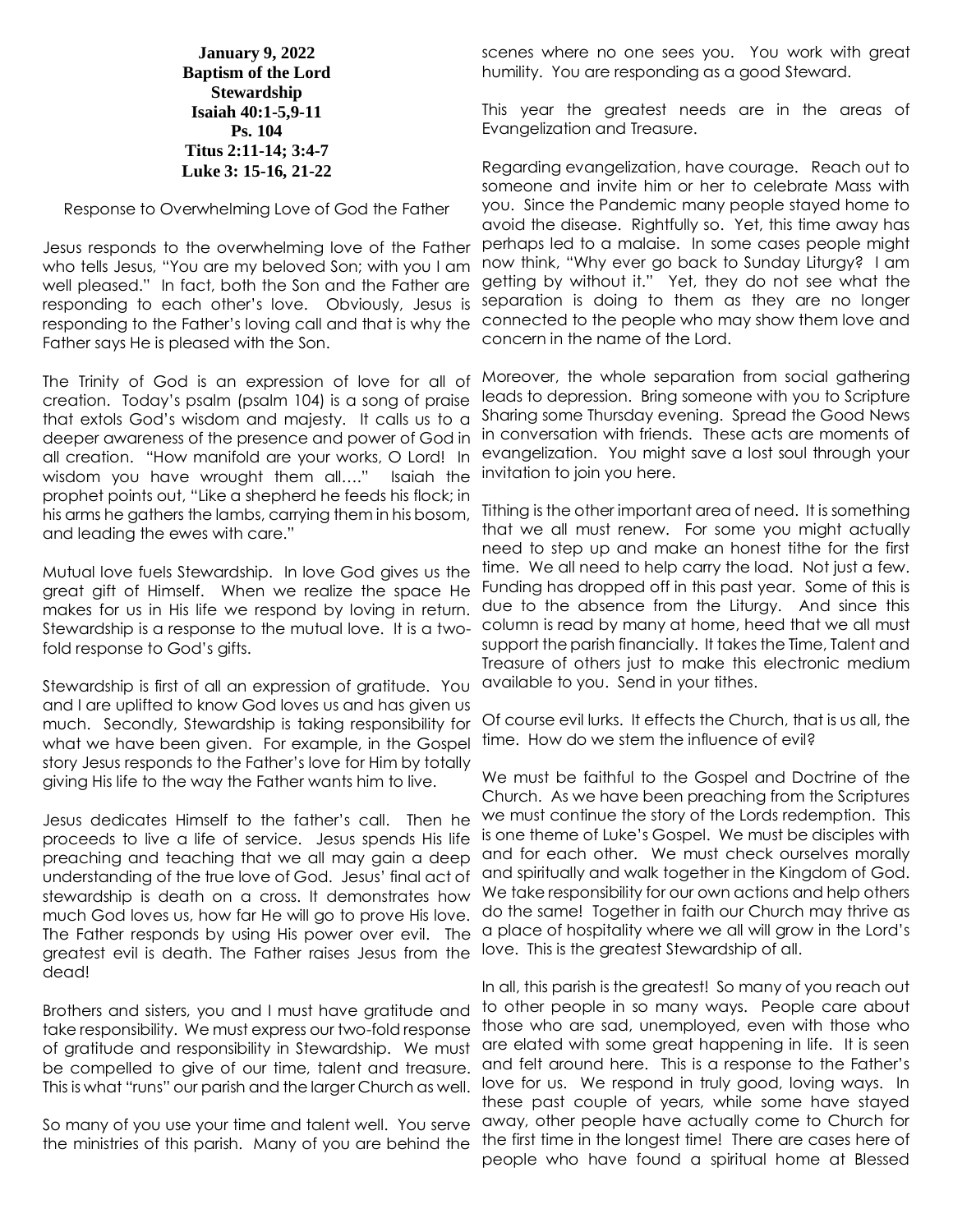**January 9, 2022**
**Baptism of the Lord**
**Stewardship**
**Isaiah 40:1-5,9-11**
**Ps. 104**
**Titus 2:11-14; 3:4-7**
**Luke 3: 15-16, 21-22**

Response to Overwhelming Love of God the Father

Jesus responds to the overwhelming love of the Father who tells Jesus, "You are my beloved Son; with you I am well pleased." In fact, both the Son and the Father are responding to each other's love. Obviously, Jesus is responding to the Father's loving call and that is why the Father says He is pleased with the Son.

The Trinity of God is an expression of love for all of creation. Today's psalm (psalm 104) is a song of praise that extols God's wisdom and majesty. It calls us to a deeper awareness of the presence and power of God in all creation. "How manifold are your works, O Lord! In wisdom you have wrought them all…." Isaiah the prophet points out, "Like a shepherd he feeds his flock; in his arms he gathers the lambs, carrying them in his bosom, and leading the ewes with care."

Mutual love fuels Stewardship. In love God gives us the great gift of Himself. When we realize the space He makes for us in His life we respond by loving in return. Stewardship is a response to the mutual love. It is a two-fold response to God's gifts.

Stewardship is first of all an expression of gratitude. You and I are uplifted to know God loves us and has given us much. Secondly, Stewardship is taking responsibility for what we have been given. For example, in the Gospel story Jesus responds to the Father's love for Him by totally giving His life to the way the Father wants him to live.

Jesus dedicates Himself to the father's call. Then he proceeds to live a life of service. Jesus spends His life preaching and teaching that we all may gain a deep understanding of the true love of God. Jesus' final act of stewardship is death on a cross. It demonstrates how much God loves us, how far He will go to prove His love. The Father responds by using His power over evil. The greatest evil is death. The Father raises Jesus from the dead!

Brothers and sisters, you and I must have gratitude and take responsibility. We must express our two-fold response of gratitude and responsibility in Stewardship. We must be compelled to give of our time, talent and treasure. This is what "runs" our parish and the larger Church as well.

So many of you use your time and talent well. You serve the ministries of this parish. Many of you are behind the scenes where no one sees you. You work with great humility. You are responding as a good Steward.

This year the greatest needs are in the areas of Evangelization and Treasure.

Regarding evangelization, have courage. Reach out to someone and invite him or her to celebrate Mass with you. Since the Pandemic many people stayed home to avoid the disease. Rightfully so. Yet, this time away has perhaps led to a malaise. In some cases people might now think, "Why ever go back to Sunday Liturgy? I am getting by without it." Yet, they do not see what the separation is doing to them as they are no longer connected to the people who may show them love and concern in the name of the Lord.

Moreover, the whole separation from social gathering leads to depression. Bring someone with you to Scripture Sharing some Thursday evening. Spread the Good News in conversation with friends. These acts are moments of evangelization. You might save a lost soul through your invitation to join you here.

Tithing is the other important area of need. It is something that we all must renew. For some you might actually need to step up and make an honest tithe for the first time. We all need to help carry the load. Not just a few. Funding has dropped off in this past year. Some of this is due to the absence from the Liturgy. And since this column is read by many at home, heed that we all must support the parish financially. It takes the Time, Talent and Treasure of others just to make this electronic medium available to you. Send in your tithes.

Of course evil lurks. It effects the Church, that is us all, the time. How do we stem the influence of evil?

We must be faithful to the Gospel and Doctrine of the Church. As we have been preaching from the Scriptures we must continue the story of the Lords redemption. This is one theme of Luke's Gospel. We must be disciples with and for each other. We must check ourselves morally and spiritually and walk together in the Kingdom of God. We take responsibility for our own actions and help others do the same! Together in faith our Church may thrive as a place of hospitality where we all will grow in the Lord's love. This is the greatest Stewardship of all.

In all, this parish is the greatest! So many of you reach out to other people in so many ways. People care about those who are sad, unemployed, even with those who are elated with some great happening in life. It is seen and felt around here. This is a response to the Father's love for us. We respond in truly good, loving ways. In these past couple of years, while some have stayed away, other people have actually come to Church for the first time in the longest time! There are cases here of people who have found a spiritual home at Blessed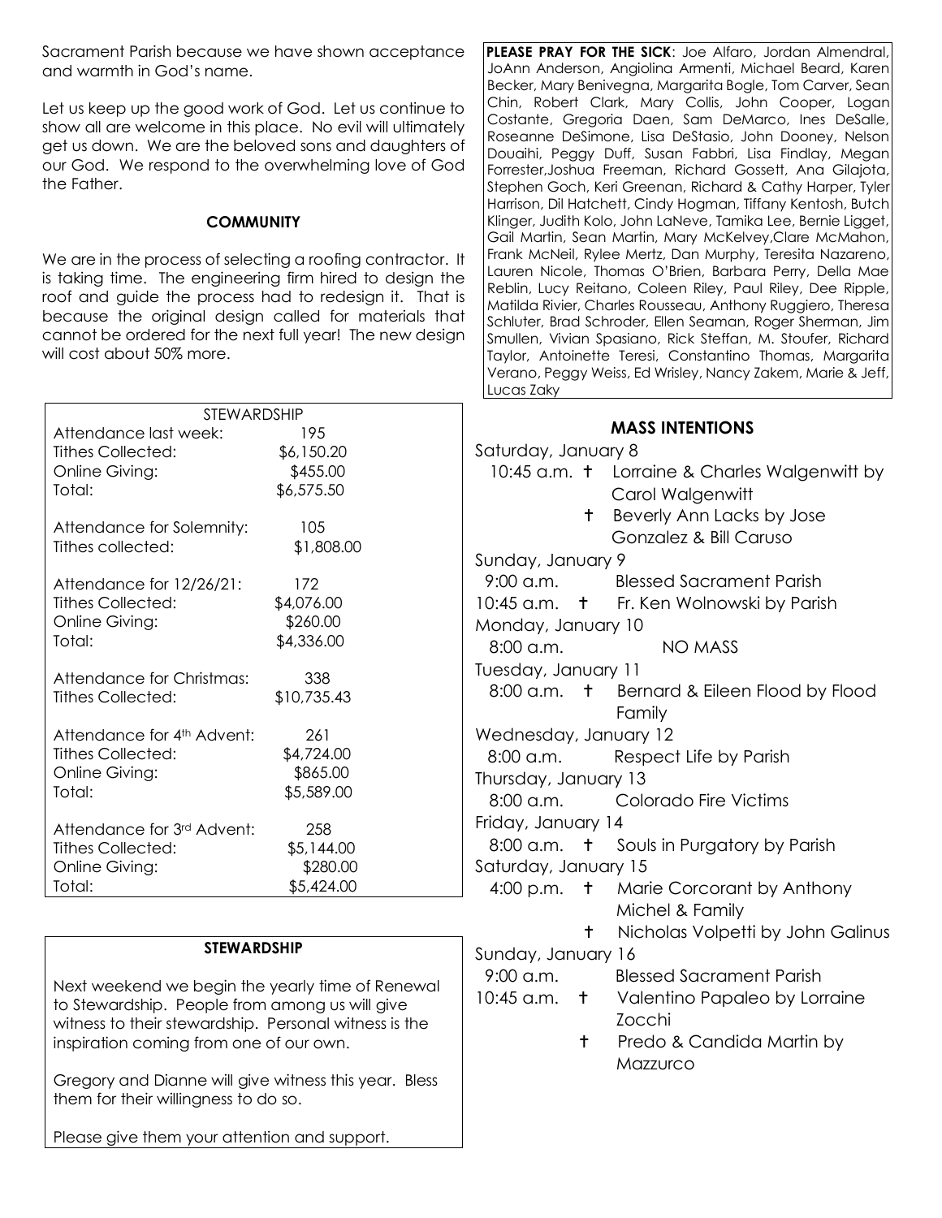Sacrament Parish because we have shown acceptance and warmth in God's name.

Let us keep up the good work of God. Let us continue to show all are welcome in this place. No evil will ultimately get us down. We are the beloved sons and daughters of our God. We respond to the overwhelming love of God the Father.

### COMMUNITY

We are in the process of selecting a roofing contractor. It is taking time. The engineering firm hired to design the roof and guide the process had to redesign it. That is because the original design called for materials that cannot be ordered for the next full year! The new design will cost about 50% more.

| STEWARDSHIP | |
|---|---|
| Attendance last week: | 195 |
| Tithes Collected: | $6,150.20 |
| Online Giving: | $455.00 |
| Total: | $6,575.50 |
| | |
| Attendance for Solemnity: | 105 |
| Tithes collected: | $1,808.00 |
| | |
| Attendance for 12/26/21: | 172 |
| Tithes Collected: | $4,076.00 |
| Online Giving: | $260.00 |
| Total: | $4,336.00 |
| | |
| Attendance for Christmas: | 338 |
| Tithes Collected: | $10,735.43 |
| | |
| Attendance for 4th Advent: | 261 |
| Tithes Collected: | $4,724.00 |
| Online Giving: | $865.00 |
| Total: | $5,589.00 |
| | |
| Attendance for 3rd Advent: | 258 |
| Tithes Collected: | $5,144.00 |
| Online Giving: | $280.00 |
| Total: | $5,424.00 |

### STEWARDSHIP

Next weekend we begin the yearly time of Renewal to Stewardship. People from among us will give witness to their stewardship. Personal witness is the inspiration coming from one of our own.

Gregory and Dianne will give witness this year. Bless them for their willingness to do so.

Please give them your attention and support.

**PLEASE PRAY FOR THE SICK**: Joe Alfaro, Jordan Almendral, JoAnn Anderson, Angiolina Armenti, Michael Beard, Karen Becker, Mary Benivegna, Margarita Bogle, Tom Carver, Sean Chin, Robert Clark, Mary Collis, John Cooper, Logan Costante, Gregoria Daen, Sam DeMarco, Ines DeSalle, Roseanne DeSimone, Lisa DeStasio, John Dooney, Nelson Douaihi, Peggy Duff, Susan Fabbri, Lisa Findlay, Megan Forrester,Joshua Freeman, Richard Gossett, Ana Gilajota, Stephen Goch, Keri Greenan, Richard & Cathy Harper, Tyler Harrison, Dil Hatchett, Cindy Hogman, Tiffany Kentosh, Butch Klinger, Judith Kolo, John LaNeve, Tamika Lee, Bernie Ligget, Gail Martin, Sean Martin, Mary McKelvey,Clare McMahon, Frank McNeil, Rylee Mertz, Dan Murphy, Teresita Nazareno, Lauren Nicole, Thomas O'Brien, Barbara Perry, Della Mae Reblin, Lucy Reitano, Coleen Riley, Paul Riley, Dee Ripple, Matilda Rivier, Charles Rousseau, Anthony Ruggiero, Theresa Schluter, Brad Schroder, Ellen Seaman, Roger Sherman, Jim Smullen, Vivian Spasiano, Rick Steffan, M. Stoufer, Richard Taylor, Antoinette Teresi, Constantino Thomas, Margarita Verano, Peggy Weiss, Ed Wrisley, Nancy Zakem, Marie & Jeff, Lucas Zaky

### MASS INTENTIONS

Saturday, January 8
- 10:45 a.m. † Lorraine & Charles Walgenwitt by Carol Walgenwitt
- † Beverly Ann Lacks by Jose Gonzalez & Bill Caruso

Sunday, January 9
- 9:00 a.m. Blessed Sacrament Parish
- 10:45 a.m. † Fr. Ken Wolnowski by Parish

Monday, January 10
- 8:00 a.m. NO MASS

Tuesday, January 11
- 8:00 a.m. † Bernard & Eileen Flood by Flood Family

Wednesday, January 12
- 8:00 a.m. Respect Life by Parish

Thursday, January 13
- 8:00 a.m. Colorado Fire Victims

Friday, January 14
- 8:00 a.m. † Souls in Purgatory by Parish

Saturday, January 15
- 4:00 p.m. † Marie Corcorant by Anthony Michel & Family
- † Nicholas Volpetti by John Galinus

Sunday, January 16
- 9:00 a.m. Blessed Sacrament Parish
- 10:45 a.m. † Valentino Papaleo by Lorraine Zocchi
- † Predo & Candida Martin by Mazzurco